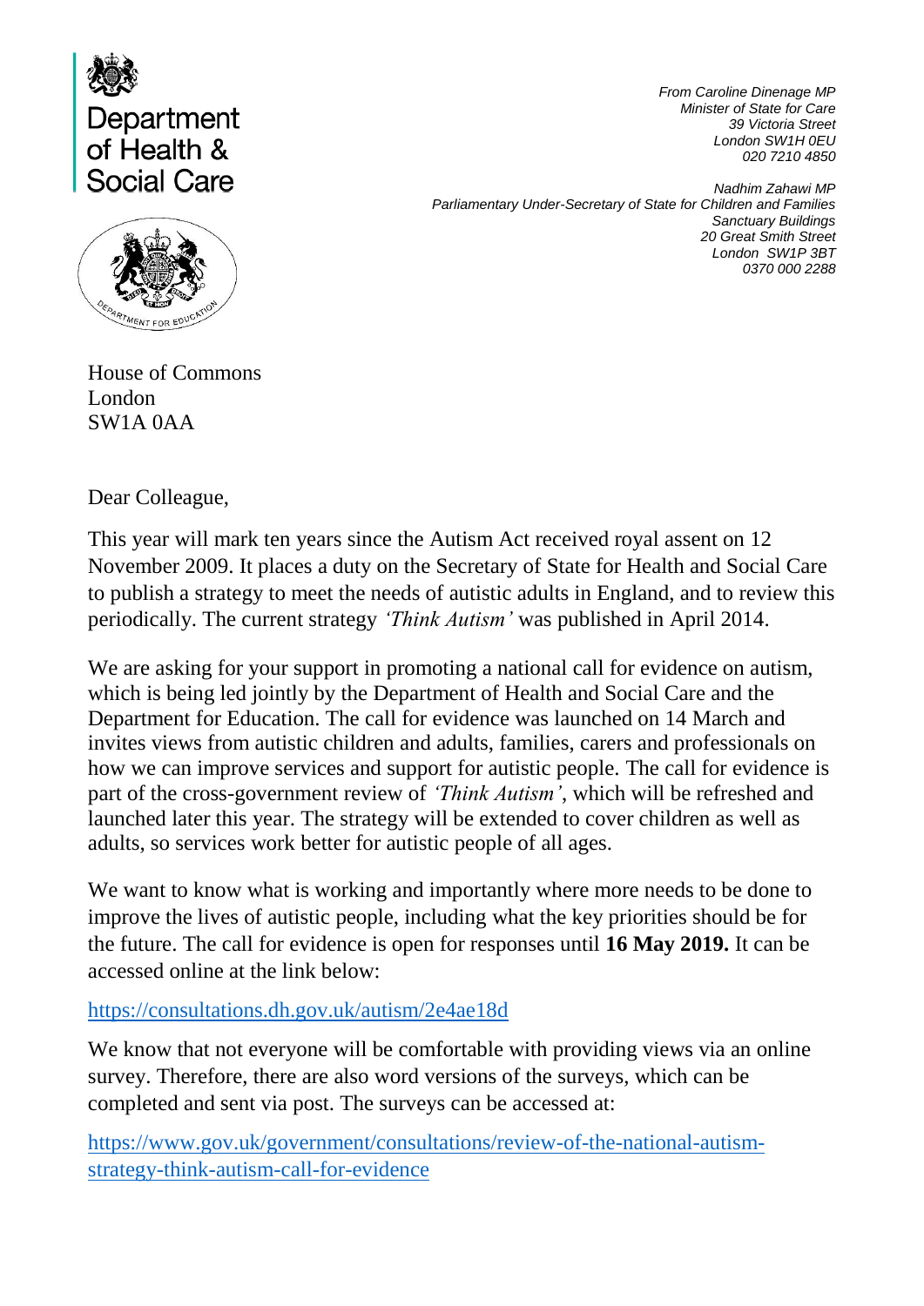Department of Health & Social Care

Department for Education

*From Caroline Dinenage MP*
*Minister of State for Care*
*39 Victoria Street*
*London SW1H 0EU*
*020 7210 4850*

*Nadhim Zahawi MP*
*Parliamentary Under-Secretary of State for Children and Families*
*Sanctuary Buildings*
*20 Great Smith Street*
*London SW1P 3BT*
*0370 000 2288*

House of Commons
London
SW1A 0AA

Dear Colleague,

This year will mark ten years since the Autism Act received royal assent on 12 November 2009. It places a duty on the Secretary of State for Health and Social Care to publish a strategy to meet the needs of autistic adults in England, and to review this periodically. The current strategy *'Think Autism'* was published in April 2014.

We are asking for your support in promoting a national call for evidence on autism, which is being led jointly by the Department of Health and Social Care and the Department for Education. The call for evidence was launched on 14 March and invites views from autistic children and adults, families, carers and professionals on how we can improve services and support for autistic people. The call for evidence is part of the cross-government review of *'Think Autism'*, which will be refreshed and launched later this year. The strategy will be extended to cover children as well as adults, so services work better for autistic people of all ages.

We want to know what is working and importantly where more needs to be done to improve the lives of autistic people, including what the key priorities should be for the future. The call for evidence is open for responses until **16 May 2019.** It can be accessed online at the link below:

https://consultations.dh.gov.uk/autism/2e4ae18d

We know that not everyone will be comfortable with providing views via an online survey. Therefore, there are also word versions of the surveys, which can be completed and sent via post. The surveys can be accessed at:

https://www.gov.uk/government/consultations/review-of-the-national-autism-strategy-think-autism-call-for-evidence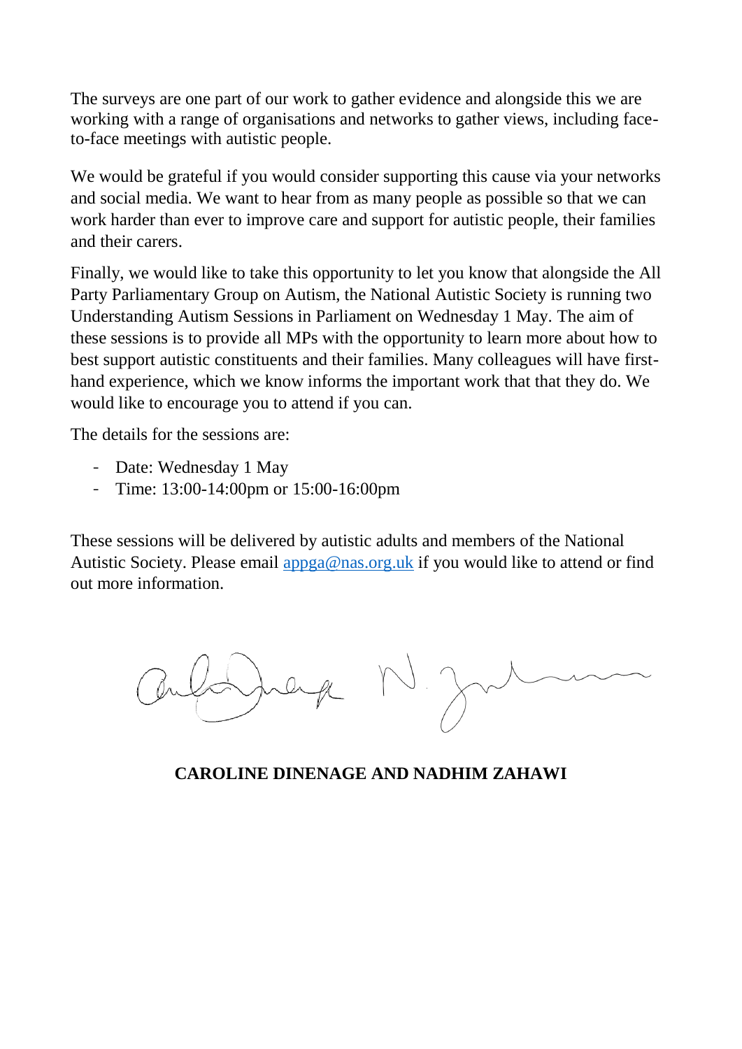The surveys are one part of our work to gather evidence and alongside this we are working with a range of organisations and networks to gather views, including face-to-face meetings with autistic people.

We would be grateful if you would consider supporting this cause via your networks and social media. We want to hear from as many people as possible so that we can work harder than ever to improve care and support for autistic people, their families and their carers.

Finally, we would like to take this opportunity to let you know that alongside the All Party Parliamentary Group on Autism, the National Autistic Society is running two Understanding Autism Sessions in Parliament on Wednesday 1 May. The aim of these sessions is to provide all MPs with the opportunity to learn more about how to best support autistic constituents and their families. Many colleagues will have first-hand experience, which we know informs the important work that that they do. We would like to encourage you to attend if you can.

The details for the sessions are:

- Date: Wednesday 1 May
- Time: 13:00-14:00pm or 15:00-16:00pm

These sessions will be delivered by autistic adults and members of the National Autistic Society. Please email appga@nas.org.uk if you would like to attend or find out more information.

**CAROLINE DINENAGE AND NADHIM ZAHAWI**